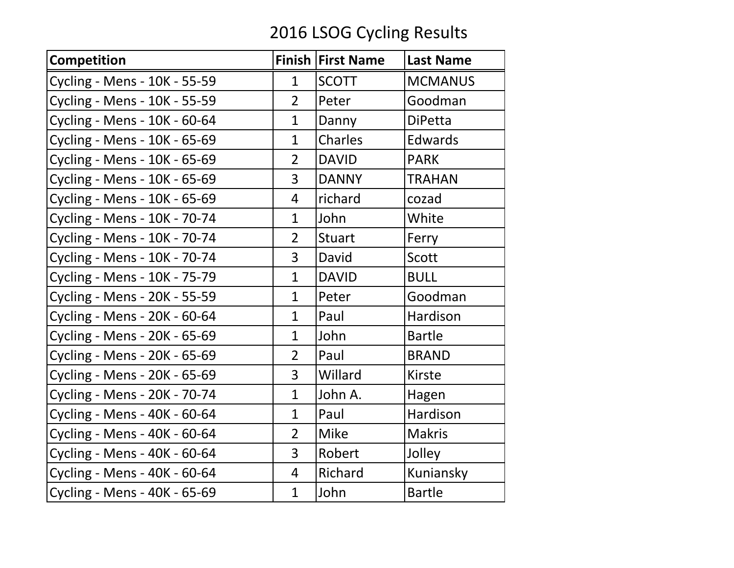# 2016 LSOG Cycling Results

| Competition | Finish | First Name | Last Name |
|---|---|---|---|
| Cycling - Mens - 10K - 55-59 | 1 | SCOTT | MCMANUS |
| Cycling - Mens - 10K - 55-59 | 2 | Peter | Goodman |
| Cycling - Mens - 10K - 60-64 | 1 | Danny | DiPetta |
| Cycling - Mens - 10K - 65-69 | 1 | Charles | Edwards |
| Cycling - Mens - 10K - 65-69 | 2 | DAVID | PARK |
| Cycling - Mens - 10K - 65-69 | 3 | DANNY | TRAHAN |
| Cycling - Mens - 10K - 65-69 | 4 | richard | cozad |
| Cycling - Mens - 10K - 70-74 | 1 | John | White |
| Cycling - Mens - 10K - 70-74 | 2 | Stuart | Ferry |
| Cycling - Mens - 10K - 70-74 | 3 | David | Scott |
| Cycling - Mens - 10K - 75-79 | 1 | DAVID | BULL |
| Cycling - Mens - 20K - 55-59 | 1 | Peter | Goodman |
| Cycling - Mens - 20K - 60-64 | 1 | Paul | Hardison |
| Cycling - Mens - 20K - 65-69 | 1 | John | Bartle |
| Cycling - Mens - 20K - 65-69 | 2 | Paul | BRAND |
| Cycling - Mens - 20K - 65-69 | 3 | Willard | Kirste |
| Cycling - Mens - 20K - 70-74 | 1 | John A. | Hagen |
| Cycling - Mens - 40K - 60-64 | 1 | Paul | Hardison |
| Cycling - Mens - 40K - 60-64 | 2 | Mike | Makris |
| Cycling - Mens - 40K - 60-64 | 3 | Robert | Jolley |
| Cycling - Mens - 40K - 60-64 | 4 | Richard | Kuniansky |
| Cycling - Mens - 40K - 65-69 | 1 | John | Bartle |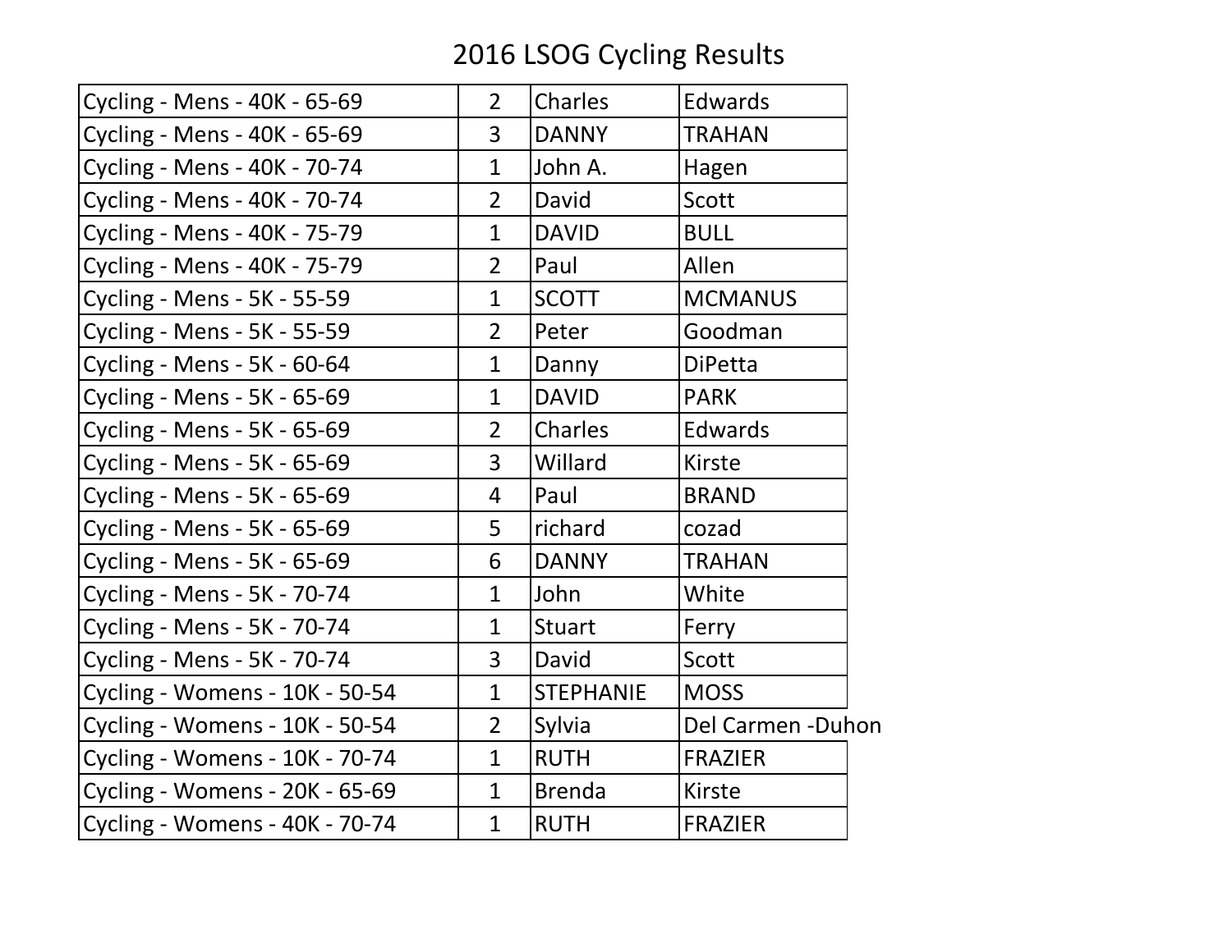# 2016 LSOG Cycling Results

| | | | |
|---|---|---|---|
| Cycling - Mens - 40K - 65-69 | 2 | Charles | Edwards |
| Cycling - Mens - 40K - 65-69 | 3 | DANNY | TRAHAN |
| Cycling - Mens - 40K - 70-74 | 1 | John A. | Hagen |
| Cycling - Mens - 40K - 70-74 | 2 | David | Scott |
| Cycling - Mens - 40K - 75-79 | 1 | DAVID | BULL |
| Cycling - Mens - 40K - 75-79 | 2 | Paul | Allen |
| Cycling - Mens - 5K - 55-59 | 1 | SCOTT | MCMANUS |
| Cycling - Mens - 5K - 55-59 | 2 | Peter | Goodman |
| Cycling - Mens - 5K - 60-64 | 1 | Danny | DiPetta |
| Cycling - Mens - 5K - 65-69 | 1 | DAVID | PARK |
| Cycling - Mens - 5K - 65-69 | 2 | Charles | Edwards |
| Cycling - Mens - 5K - 65-69 | 3 | Willard | Kirste |
| Cycling - Mens - 5K - 65-69 | 4 | Paul | BRAND |
| Cycling - Mens - 5K - 65-69 | 5 | richard | cozad |
| Cycling - Mens - 5K - 65-69 | 6 | DANNY | TRAHAN |
| Cycling - Mens - 5K - 70-74 | 1 | John | White |
| Cycling - Mens - 5K - 70-74 | 1 | Stuart | Ferry |
| Cycling - Mens - 5K - 70-74 | 3 | David | Scott |
| Cycling - Womens - 10K - 50-54 | 1 | STEPHANIE | MOSS |
| Cycling - Womens - 10K - 50-54 | 2 | Sylvia | Del Carmen -Duhon |
| Cycling - Womens - 10K - 70-74 | 1 | RUTH | FRAZIER |
| Cycling - Womens - 20K - 65-69 | 1 | Brenda | Kirste |
| Cycling - Womens - 40K - 70-74 | 1 | RUTH | FRAZIER |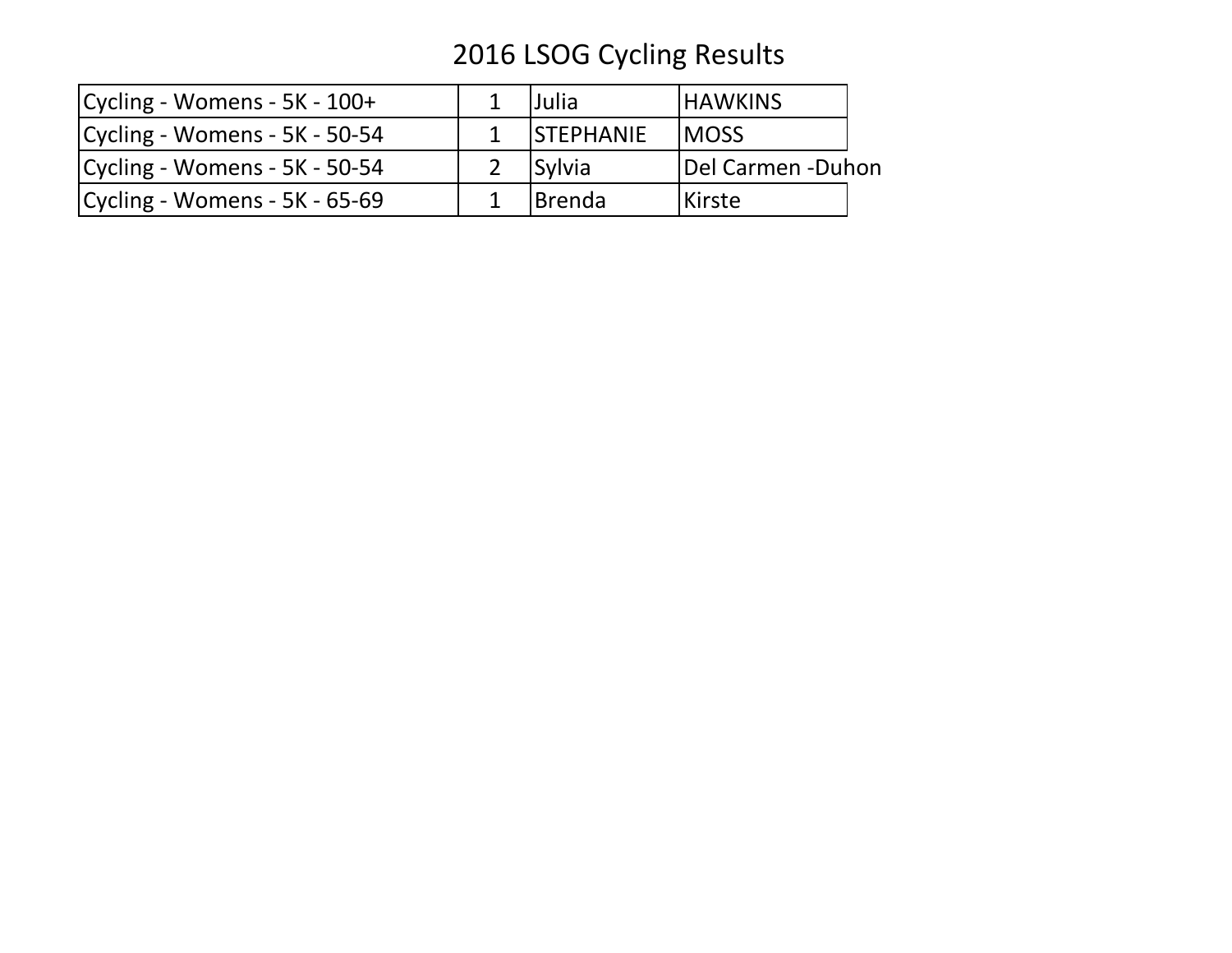# 2016 LSOG Cycling Results

| | | | |
|---|---|---|---|
| Cycling - Womens - 5K - 100+ | 1 | Julia | HAWKINS |
| Cycling - Womens - 5K - 50-54 | 1 | STEPHANIE | MOSS |
| Cycling - Womens - 5K - 50-54 | 2 | Sylvia | Del Carmen -Duhon |
| Cycling - Womens - 5K - 65-69 | 1 | Brenda | Kirste |